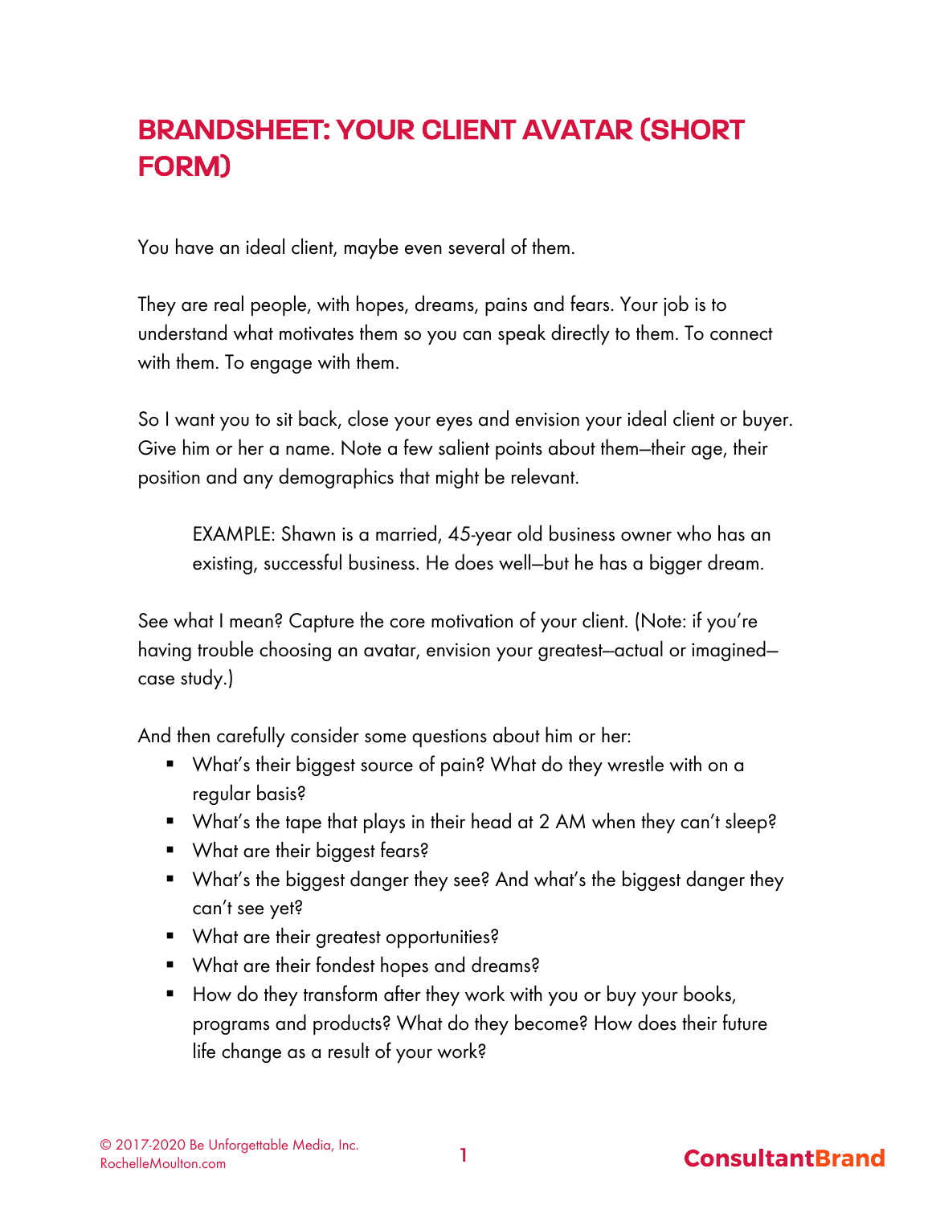# BRANDSHEET: YOUR CLIENT AVATAR (SHORT FORM)

You have an ideal client, maybe even several of them.

They are real people, with hopes, dreams, pains and fears. Your job is to understand what motivates them so you can speak directly to them. To connect with them. To engage with them.

So I want you to sit back, close your eyes and envision your ideal client or buyer. Give him or her a name. Note a few salient points about them—their age, their position and any demographics that might be relevant.

> EXAMPLE: Shawn is a married, 45-year old business owner who has an existing, successful business. He does well—but he has a bigger dream.

See what I mean? Capture the core motivation of your client. (Note: if you're having trouble choosing an avatar, envision your greatest—actual or imagined—case study.)

And then carefully consider some questions about him or her:

- What's their biggest source of pain? What do they wrestle with on a regular basis?
- What's the tape that plays in their head at 2 AM when they can't sleep?
- What are their biggest fears?
- What's the biggest danger they see? And what's the biggest danger they can't see yet?
- What are their greatest opportunities?
- What are their fondest hopes and dreams?
- How do they transform after they work with you or buy your books, programs and products? What do they become? How does their future life change as a result of your work?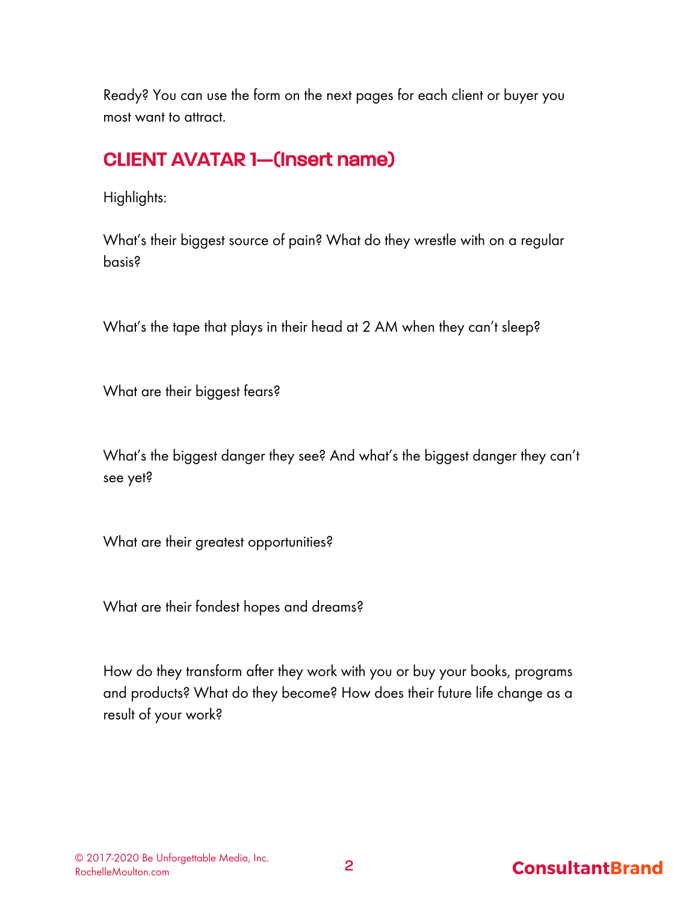Ready? You can use the form on the next pages for each client or buyer you most want to attract.

## CLIENT AVATAR 1—(Insert name)

Highlights:

What's their biggest source of pain? What do they wrestle with on a regular basis?

What's the tape that plays in their head at 2 AM when they can't sleep?

What are their biggest fears?

What's the biggest danger they see? And what's the biggest danger they can't see yet?

What are their greatest opportunities?

What are their fondest hopes and dreams?

How do they transform after they work with you or buy your books, programs and products? What do they become? How does their future life change as a result of your work?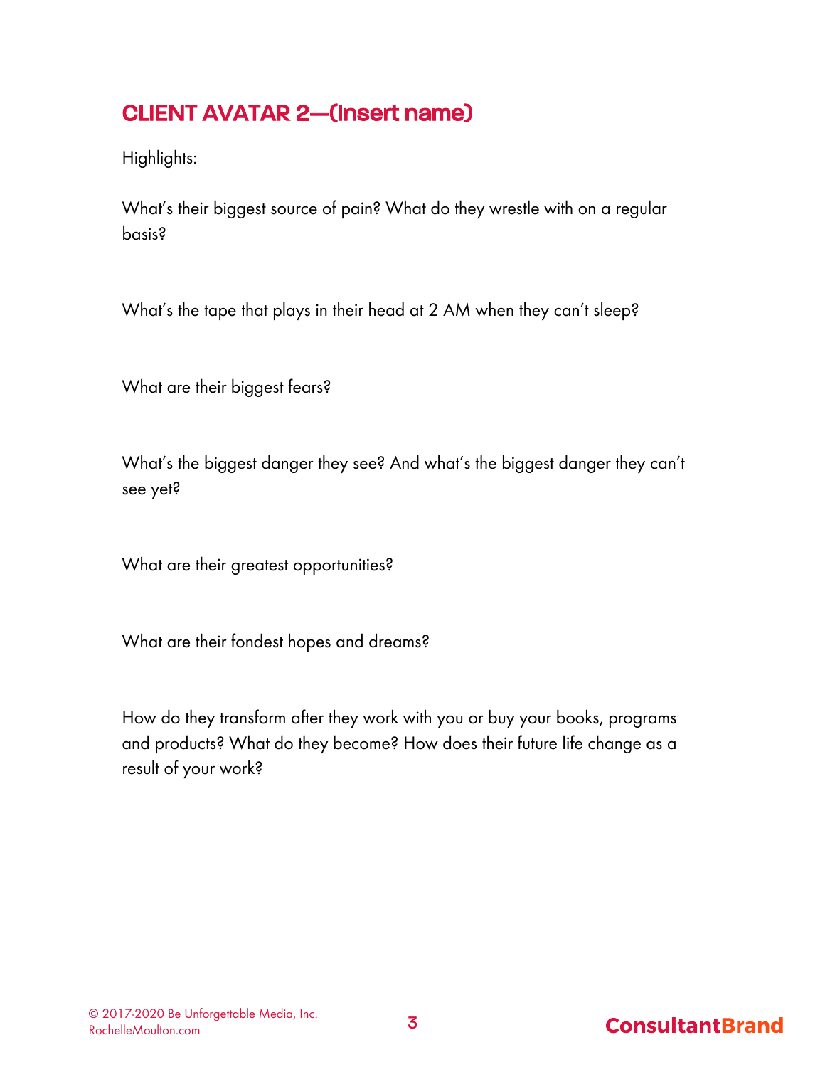## CLIENT AVATAR 2—(Insert name)

Highlights:

What's their biggest source of pain? What do they wrestle with on a regular basis?

What's the tape that plays in their head at 2 AM when they can't sleep?

What are their biggest fears?

What's the biggest danger they see? And what's the biggest danger they can't see yet?

What are their greatest opportunities?

What are their fondest hopes and dreams?

How do they transform after they work with you or buy your books, programs and products? What do they become? How does their future life change as a result of your work?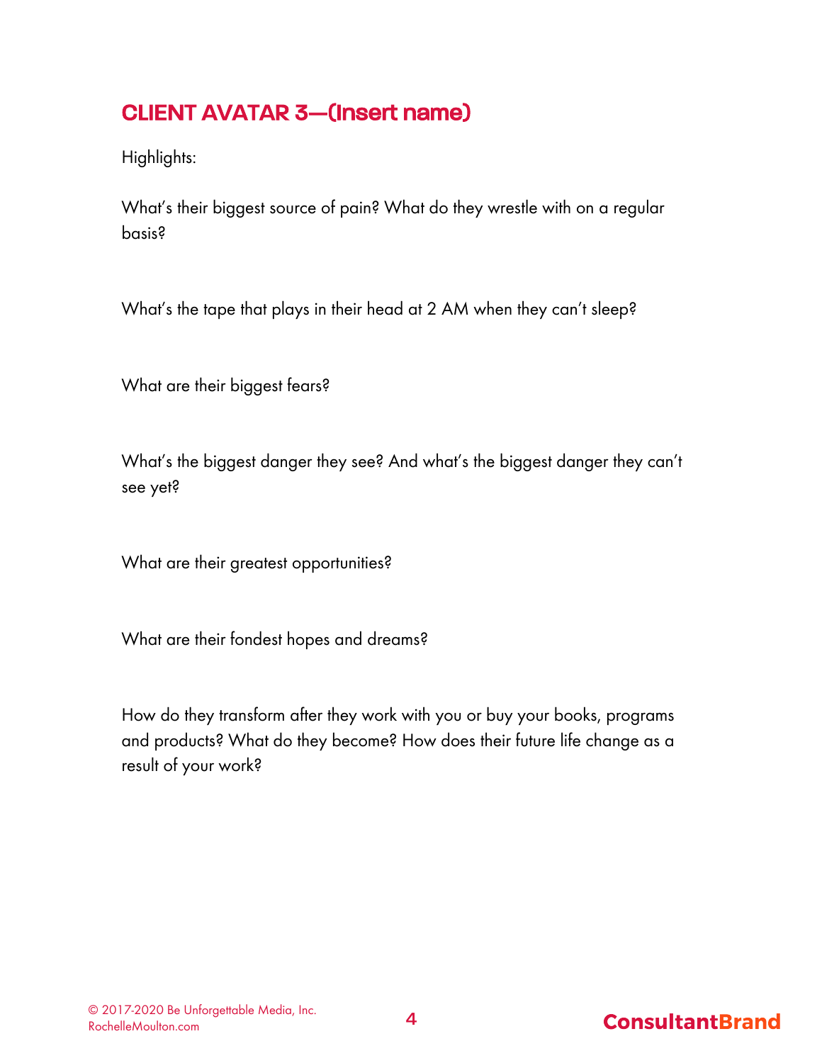## CLIENT AVATAR 3—(Insert name)

Highlights:

What's their biggest source of pain? What do they wrestle with on a regular basis?

What's the tape that plays in their head at 2 AM when they can't sleep?

What are their biggest fears?

What's the biggest danger they see? And what's the biggest danger they can't see yet?

What are their greatest opportunities?

What are their fondest hopes and dreams?

How do they transform after they work with you or buy your books, programs and products? What do they become? How does their future life change as a result of your work?